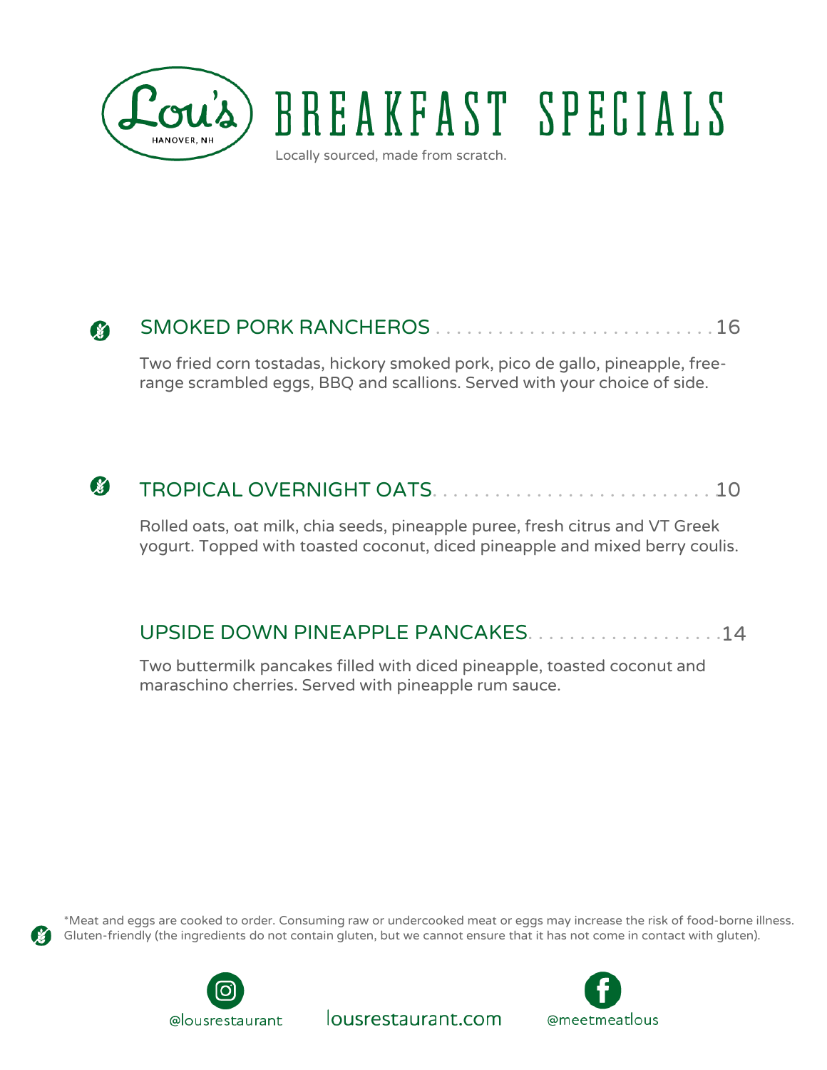Lou's
HANOVER, NH

# BREAKFAST SPECIALS

Locally sourced, made from scratch.

## SMOKED PORK RANCHEROS . . . . . . . . . . . . . . . . . . . . . . . . . . .16

Two fried corn tostadas, hickory smoked pork, pico de gallo, pineapple, free-range scrambled eggs, BBQ and scallions. Served with your choice of side.

## TROPICAL OVERNIGHT OATS. . . . . . . . . . . . . . . . . . . . . . . . . . .10

Rolled oats, oat milk, chia seeds, pineapple puree, fresh citrus and VT Greek yogurt. Topped with toasted coconut, diced pineapple and mixed berry coulis.

## UPSIDE DOWN PINEAPPLE PANCAKES. . . . . . . . . . . . . . . . . . . .14

Two buttermilk pancakes filled with diced pineapple, toasted coconut and maraschino cherries. Served with pineapple rum sauce.

*Meat and eggs are cooked to order. Consuming raw or undercooked meat or eggs may increase the risk of food-borne illness.
Gluten-friendly (the ingredients do not contain gluten, but we cannot ensure that it has not come in contact with gluten).

@lousrestaurant lousrestaurant.com @meetmeatlous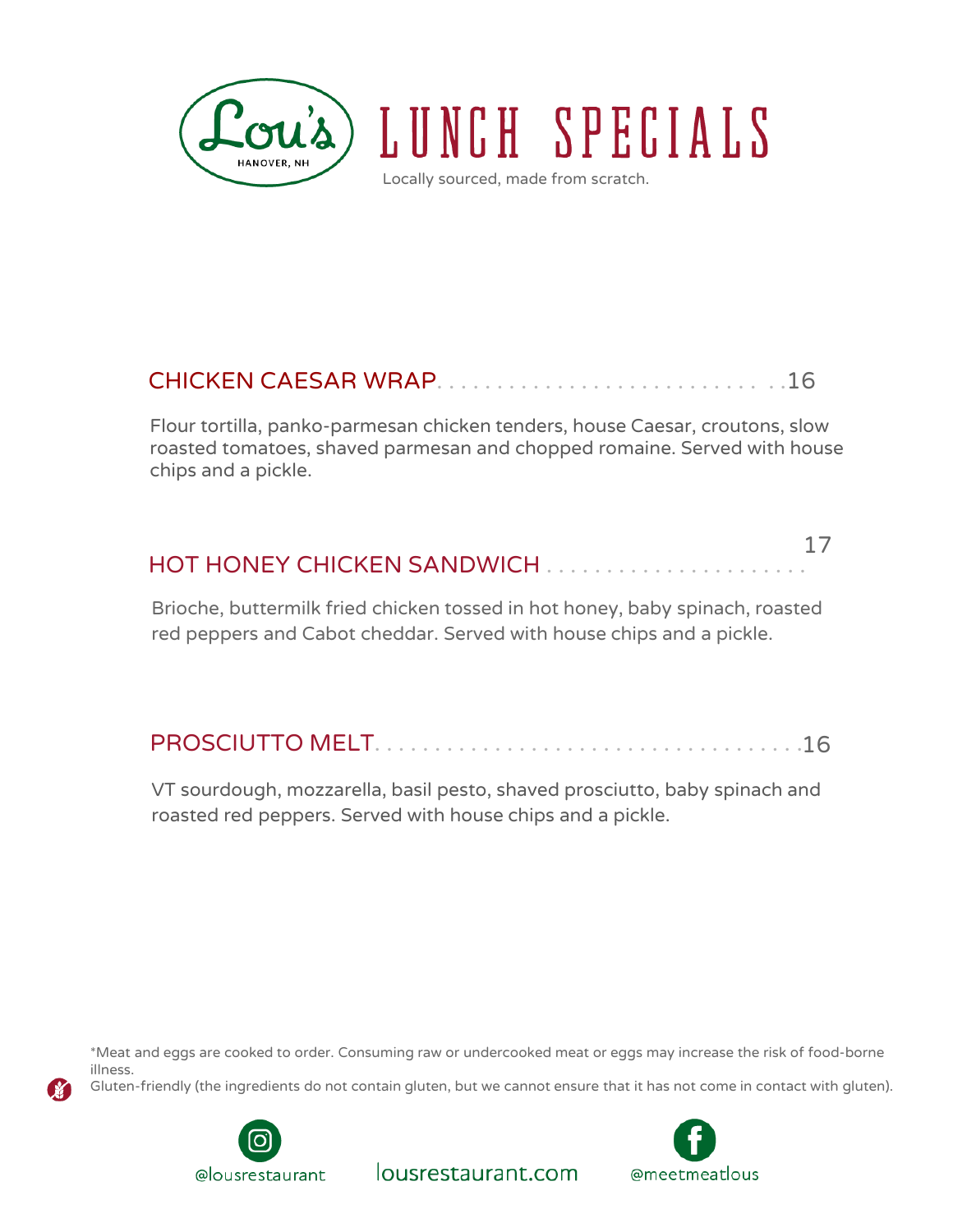Lou's
HANOVER, NH

# LUNCH SPECIALS

Locally sourced, made from scratch.

## CHICKEN CAESAR WRAP . . . 16

Flour tortilla, panko-parmesan chicken tenders, house Caesar, croutons, slow roasted tomatoes, shaved parmesan and chopped romaine. Served with house chips and a pickle.

## HOT HONEY CHICKEN SANDWICH . . . 17

Brioche, buttermilk fried chicken tossed in hot honey, baby spinach, roasted red peppers and Cabot cheddar. Served with house chips and a pickle.

## PROSCIUTTO MELT . . . 16

VT sourdough, mozzarella, basil pesto, shaved prosciutto, baby spinach and roasted red peppers. Served with house chips and a pickle.

*Meat and eggs are cooked to order. Consuming raw or undercooked meat or eggs may increase the risk of food-borne illness.

Gluten-friendly (the ingredients do not contain gluten, but we cannot ensure that it has not come in contact with gluten).

@lousrestaurant lousrestaurant.com @meetmeatlous